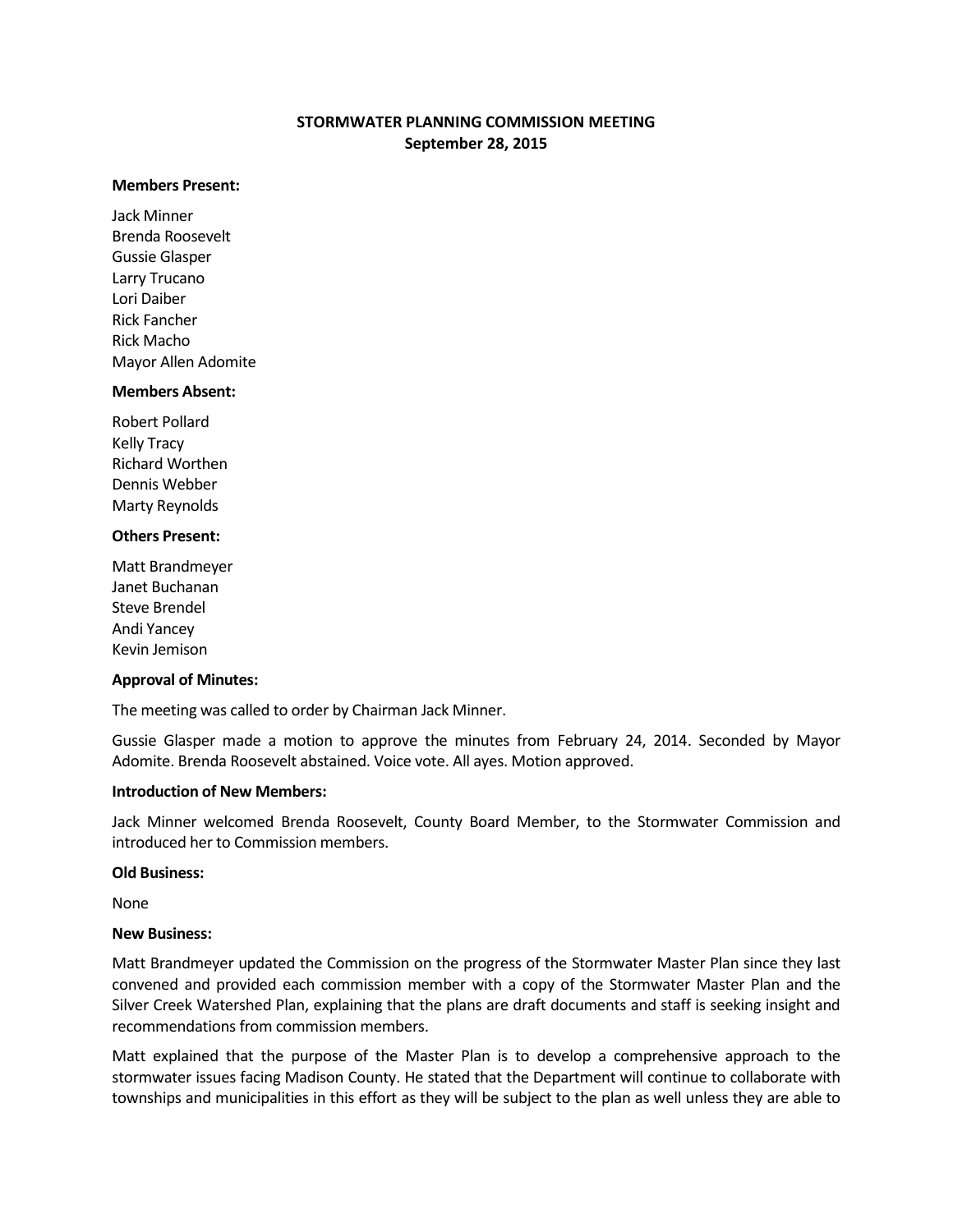# STORMWATER PLANNING COMMISSION MEETING
## September 28, 2015

**Members Present:**

Jack Minner
Brenda Roosevelt
Gussie Glasper
Larry Trucano
Lori Daiber
Rick Fancher
Rick Macho
Mayor Allen Adomite

**Members Absent:**

Robert Pollard
Kelly Tracy
Richard Worthen
Dennis Webber
Marty Reynolds

**Others Present:**

Matt Brandmeyer
Janet Buchanan
Steve Brendel
Andi Yancey
Kevin Jemison

**Approval of Minutes:**

The meeting was called to order by Chairman Jack Minner.

Gussie Glasper made a motion to approve the minutes from February 24, 2014. Seconded by Mayor Adomite. Brenda Roosevelt abstained. Voice vote. All ayes. Motion approved.

**Introduction of New Members:**

Jack Minner welcomed Brenda Roosevelt, County Board Member, to the Stormwater Commission and introduced her to Commission members.

**Old Business:**

None

**New Business:**

Matt Brandmeyer updated the Commission on the progress of the Stormwater Master Plan since they last convened and provided each commission member with a copy of the Stormwater Master Plan and the Silver Creek Watershed Plan, explaining that the plans are draft documents and staff is seeking insight and recommendations from commission members.

Matt explained that the purpose of the Master Plan is to develop a comprehensive approach to the stormwater issues facing Madison County. He stated that the Department will continue to collaborate with townships and municipalities in this effort as they will be subject to the plan as well unless they are able to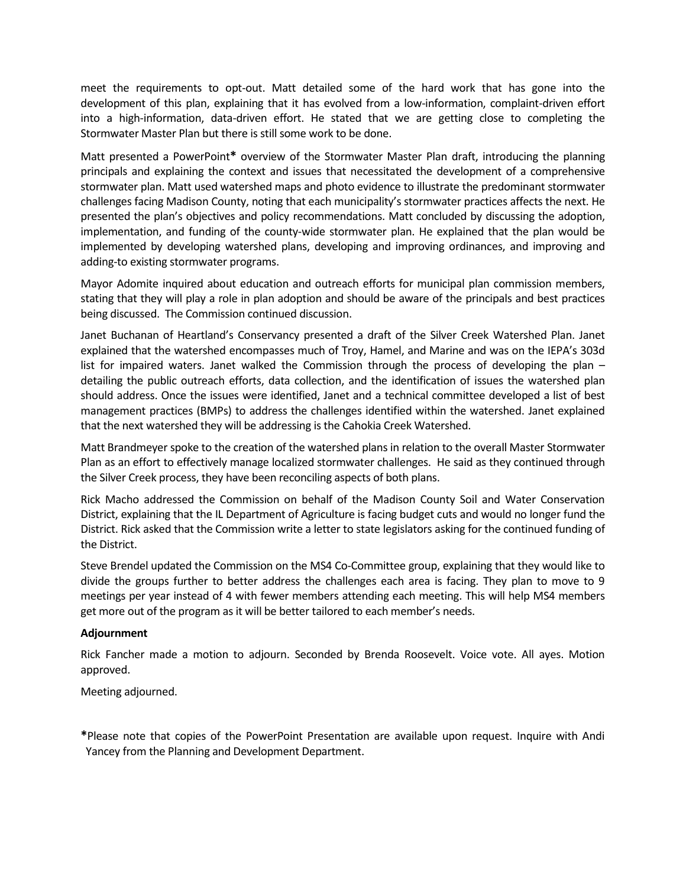meet the requirements to opt-out. Matt detailed some of the hard work that has gone into the development of this plan, explaining that it has evolved from a low-information, complaint-driven effort into a high-information, data-driven effort. He stated that we are getting close to completing the Stormwater Master Plan but there is still some work to be done.

Matt presented a PowerPoint* overview of the Stormwater Master Plan draft, introducing the planning principals and explaining the context and issues that necessitated the development of a comprehensive stormwater plan. Matt used watershed maps and photo evidence to illustrate the predominant stormwater challenges facing Madison County, noting that each municipality's stormwater practices affects the next. He presented the plan's objectives and policy recommendations. Matt concluded by discussing the adoption, implementation, and funding of the county-wide stormwater plan. He explained that the plan would be implemented by developing watershed plans, developing and improving ordinances, and improving and adding-to existing stormwater programs.

Mayor Adomite inquired about education and outreach efforts for municipal plan commission members, stating that they will play a role in plan adoption and should be aware of the principals and best practices being discussed. The Commission continued discussion.

Janet Buchanan of Heartland's Conservancy presented a draft of the Silver Creek Watershed Plan. Janet explained that the watershed encompasses much of Troy, Hamel, and Marine and was on the IEPA's 303d list for impaired waters. Janet walked the Commission through the process of developing the plan – detailing the public outreach efforts, data collection, and the identification of issues the watershed plan should address. Once the issues were identified, Janet and a technical committee developed a list of best management practices (BMPs) to address the challenges identified within the watershed. Janet explained that the next watershed they will be addressing is the Cahokia Creek Watershed.

Matt Brandmeyer spoke to the creation of the watershed plans in relation to the overall Master Stormwater Plan as an effort to effectively manage localized stormwater challenges. He said as they continued through the Silver Creek process, they have been reconciling aspects of both plans.

Rick Macho addressed the Commission on behalf of the Madison County Soil and Water Conservation District, explaining that the IL Department of Agriculture is facing budget cuts and would no longer fund the District. Rick asked that the Commission write a letter to state legislators asking for the continued funding of the District.

Steve Brendel updated the Commission on the MS4 Co-Committee group, explaining that they would like to divide the groups further to better address the challenges each area is facing. They plan to move to 9 meetings per year instead of 4 with fewer members attending each meeting. This will help MS4 members get more out of the program as it will be better tailored to each member's needs.

**Adjournment**

Rick Fancher made a motion to adjourn. Seconded by Brenda Roosevelt. Voice vote. All ayes. Motion approved.

Meeting adjourned.

*Please note that copies of the PowerPoint Presentation are available upon request. Inquire with Andi Yancey from the Planning and Development Department.